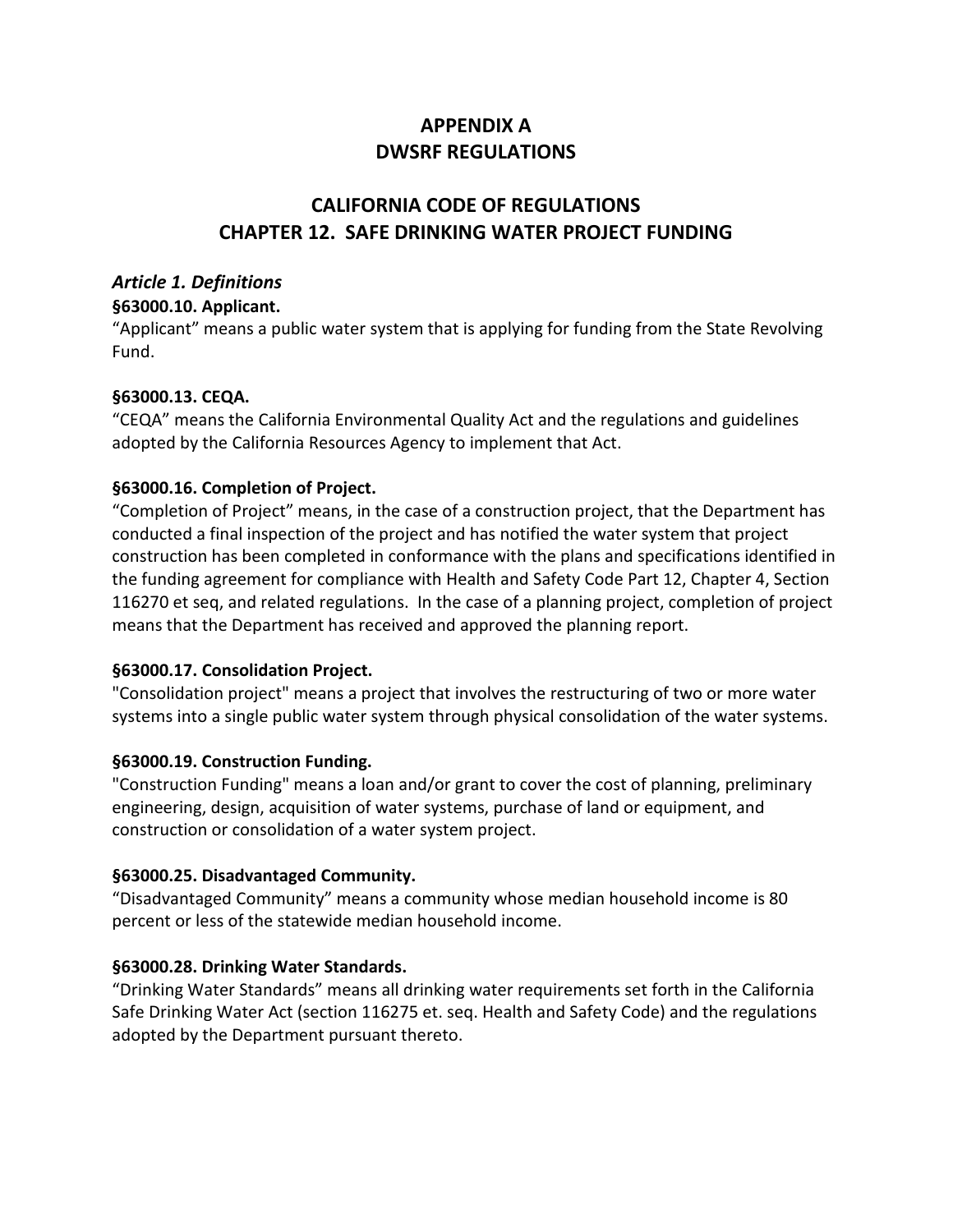# APPENDIX A
# DWSRF REGULATIONS

## CALIFORNIA CODE OF REGULATIONS
## CHAPTER 12. SAFE DRINKING WATER PROJECT FUNDING

### *Article 1. Definitions*

**§63000.10. Applicant.**
"Applicant" means a public water system that is applying for funding from the State Revolving Fund.

**§63000.13. CEQA.**
"CEQA" means the California Environmental Quality Act and the regulations and guidelines adopted by the California Resources Agency to implement that Act.

**§63000.16. Completion of Project.**
"Completion of Project" means, in the case of a construction project, that the Department has conducted a final inspection of the project and has notified the water system that project construction has been completed in conformance with the plans and specifications identified in the funding agreement for compliance with Health and Safety Code Part 12, Chapter 4, Section 116270 et seq, and related regulations. In the case of a planning project, completion of project means that the Department has received and approved the planning report.

**§63000.17. Consolidation Project.**
"Consolidation project" means a project that involves the restructuring of two or more water systems into a single public water system through physical consolidation of the water systems.

**§63000.19. Construction Funding.**
"Construction Funding" means a loan and/or grant to cover the cost of planning, preliminary engineering, design, acquisition of water systems, purchase of land or equipment, and construction or consolidation of a water system project.

**§63000.25. Disadvantaged Community.**
"Disadvantaged Community" means a community whose median household income is 80 percent or less of the statewide median household income.

**§63000.28. Drinking Water Standards.**
"Drinking Water Standards" means all drinking water requirements set forth in the California Safe Drinking Water Act (section 116275 et. seq. Health and Safety Code) and the regulations adopted by the Department pursuant thereto.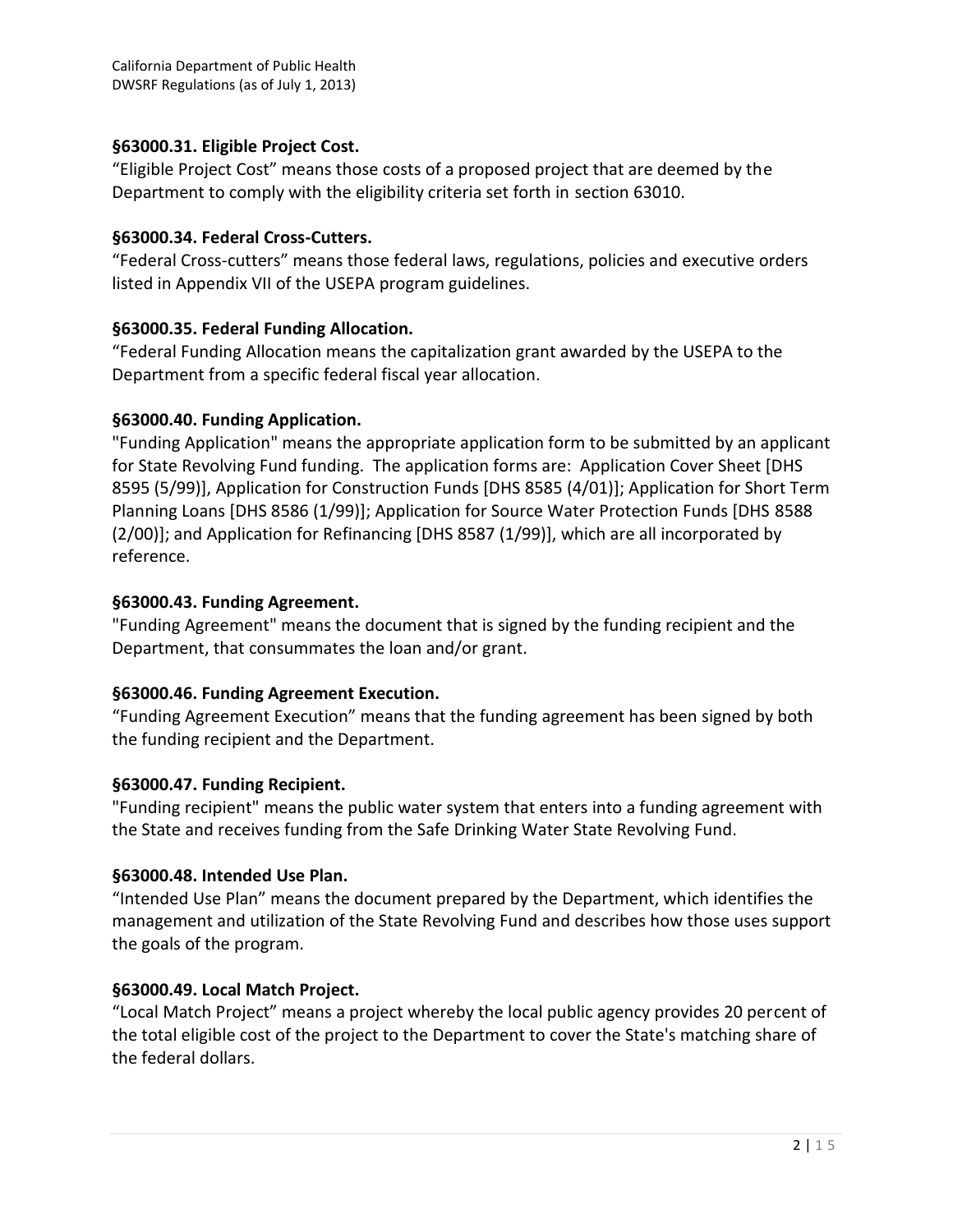### §63000.31. Eligible Project Cost.

"Eligible Project Cost" means those costs of a proposed project that are deemed by the Department to comply with the eligibility criteria set forth in section 63010.

### §63000.34. Federal Cross-Cutters.

"Federal Cross-cutters" means those federal laws, regulations, policies and executive orders listed in Appendix VII of the USEPA program guidelines.

### §63000.35. Federal Funding Allocation.

"Federal Funding Allocation means the capitalization grant awarded by the USEPA to the Department from a specific federal fiscal year allocation.

### §63000.40. Funding Application.

"Funding Application" means the appropriate application form to be submitted by an applicant for State Revolving Fund funding. The application forms are: Application Cover Sheet [DHS 8595 (5/99)], Application for Construction Funds [DHS 8585 (4/01)]; Application for Short Term Planning Loans [DHS 8586 (1/99)]; Application for Source Water Protection Funds [DHS 8588 (2/00)]; and Application for Refinancing [DHS 8587 (1/99)], which are all incorporated by reference.

### §63000.43. Funding Agreement.

"Funding Agreement" means the document that is signed by the funding recipient and the Department, that consummates the loan and/or grant.

### §63000.46. Funding Agreement Execution.

"Funding Agreement Execution" means that the funding agreement has been signed by both the funding recipient and the Department.

### §63000.47. Funding Recipient.

"Funding recipient" means the public water system that enters into a funding agreement with the State and receives funding from the Safe Drinking Water State Revolving Fund.

### §63000.48. Intended Use Plan.

"Intended Use Plan" means the document prepared by the Department, which identifies the management and utilization of the State Revolving Fund and describes how those uses support the goals of the program.

### §63000.49. Local Match Project.

"Local Match Project" means a project whereby the local public agency provides 20 percent of the total eligible cost of the project to the Department to cover the State's matching share of the federal dollars.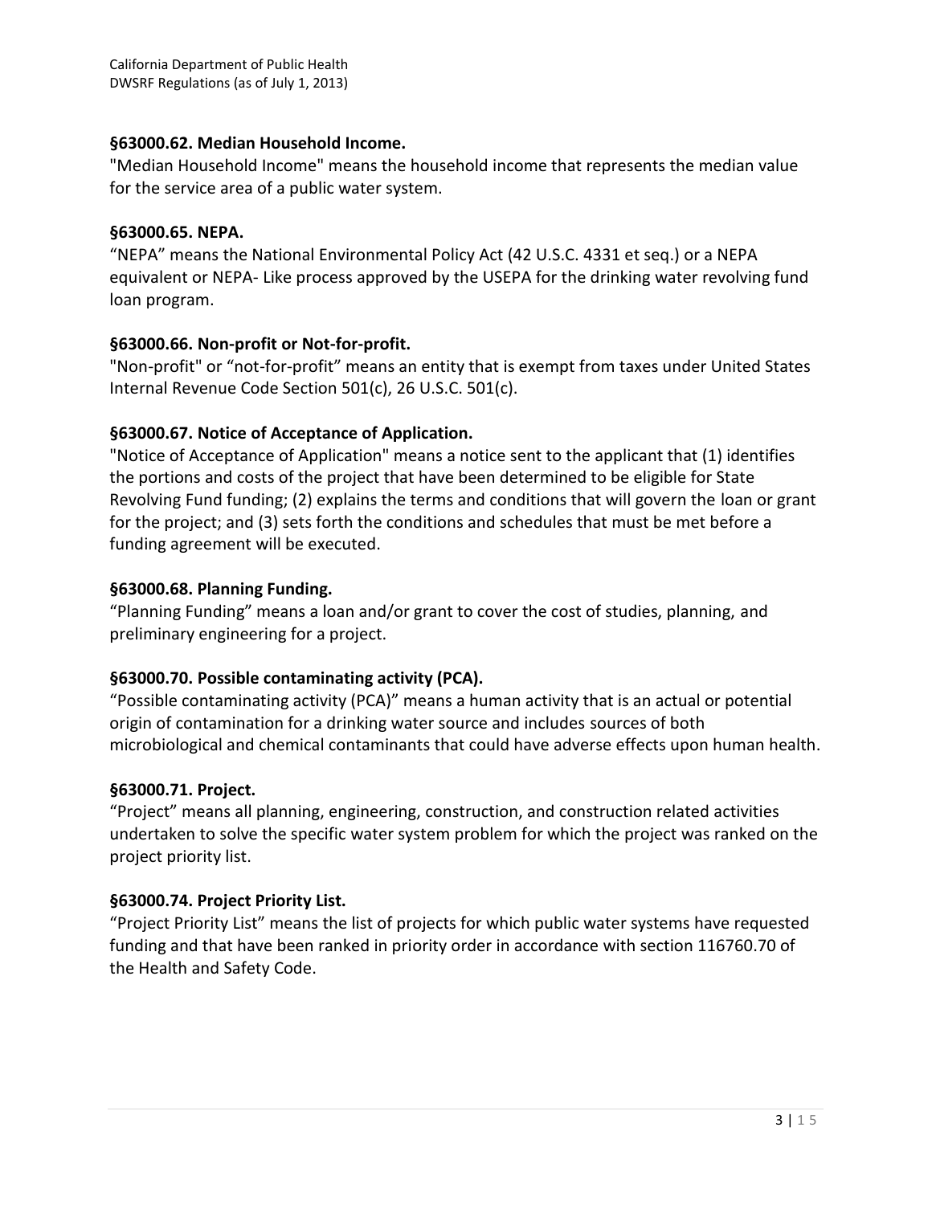### §63000.62. Median Household Income.

"Median Household Income" means the household income that represents the median value for the service area of a public water system.

### §63000.65. NEPA.

"NEPA" means the National Environmental Policy Act (42 U.S.C. 4331 et seq.) or a NEPA equivalent or NEPA- Like process approved by the USEPA for the drinking water revolving fund loan program.

### §63000.66. Non-profit or Not-for-profit.

"Non-profit" or "not-for-profit" means an entity that is exempt from taxes under United States Internal Revenue Code Section 501(c), 26 U.S.C. 501(c).

### §63000.67. Notice of Acceptance of Application.

"Notice of Acceptance of Application" means a notice sent to the applicant that (1) identifies the portions and costs of the project that have been determined to be eligible for State Revolving Fund funding; (2) explains the terms and conditions that will govern the loan or grant for the project; and (3) sets forth the conditions and schedules that must be met before a funding agreement will be executed.

### §63000.68. Planning Funding.

"Planning Funding" means a loan and/or grant to cover the cost of studies, planning, and preliminary engineering for a project.

### §63000.70. Possible contaminating activity (PCA).

"Possible contaminating activity (PCA)" means a human activity that is an actual or potential origin of contamination for a drinking water source and includes sources of both microbiological and chemical contaminants that could have adverse effects upon human health.

### §63000.71. Project.

"Project" means all planning, engineering, construction, and construction related activities undertaken to solve the specific water system problem for which the project was ranked on the project priority list.

### §63000.74. Project Priority List.

"Project Priority List" means the list of projects for which public water systems have requested funding and that have been ranked in priority order in accordance with section 116760.70 of the Health and Safety Code.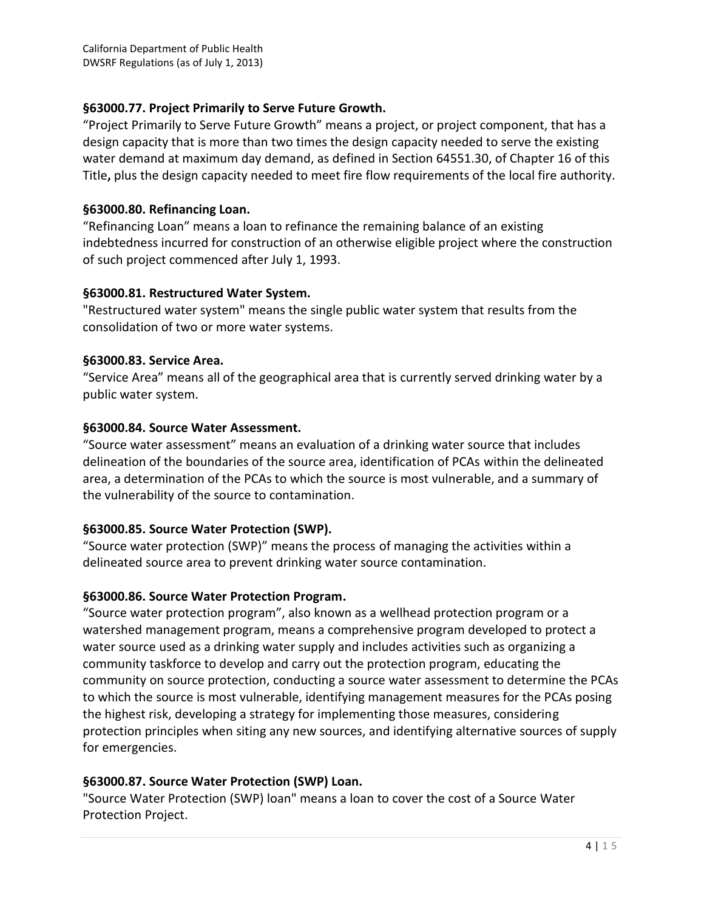### §63000.77. Project Primarily to Serve Future Growth.

"Project Primarily to Serve Future Growth" means a project, or project component, that has a design capacity that is more than two times the design capacity needed to serve the existing water demand at maximum day demand, as defined in Section 64551.30, of Chapter 16 of this Title**,** plus the design capacity needed to meet fire flow requirements of the local fire authority.

### §63000.80. Refinancing Loan.

"Refinancing Loan" means a loan to refinance the remaining balance of an existing indebtedness incurred for construction of an otherwise eligible project where the construction of such project commenced after July 1, 1993.

### §63000.81. Restructured Water System.

"Restructured water system" means the single public water system that results from the consolidation of two or more water systems.

### §63000.83. Service Area.

"Service Area" means all of the geographical area that is currently served drinking water by a public water system.

### §63000.84. Source Water Assessment.

"Source water assessment" means an evaluation of a drinking water source that includes delineation of the boundaries of the source area, identification of PCAs within the delineated area, a determination of the PCAs to which the source is most vulnerable, and a summary of the vulnerability of the source to contamination.

### §63000.85. Source Water Protection (SWP).

"Source water protection (SWP)" means the process of managing the activities within a delineated source area to prevent drinking water source contamination.

### §63000.86. Source Water Protection Program.

"Source water protection program", also known as a wellhead protection program or a watershed management program, means a comprehensive program developed to protect a water source used as a drinking water supply and includes activities such as organizing a community taskforce to develop and carry out the protection program, educating the community on source protection, conducting a source water assessment to determine the PCAs to which the source is most vulnerable, identifying management measures for the PCAs posing the highest risk, developing a strategy for implementing those measures, considering protection principles when siting any new sources, and identifying alternative sources of supply for emergencies.

### §63000.87. Source Water Protection (SWP) Loan.

"Source Water Protection (SWP) loan" means a loan to cover the cost of a Source Water Protection Project.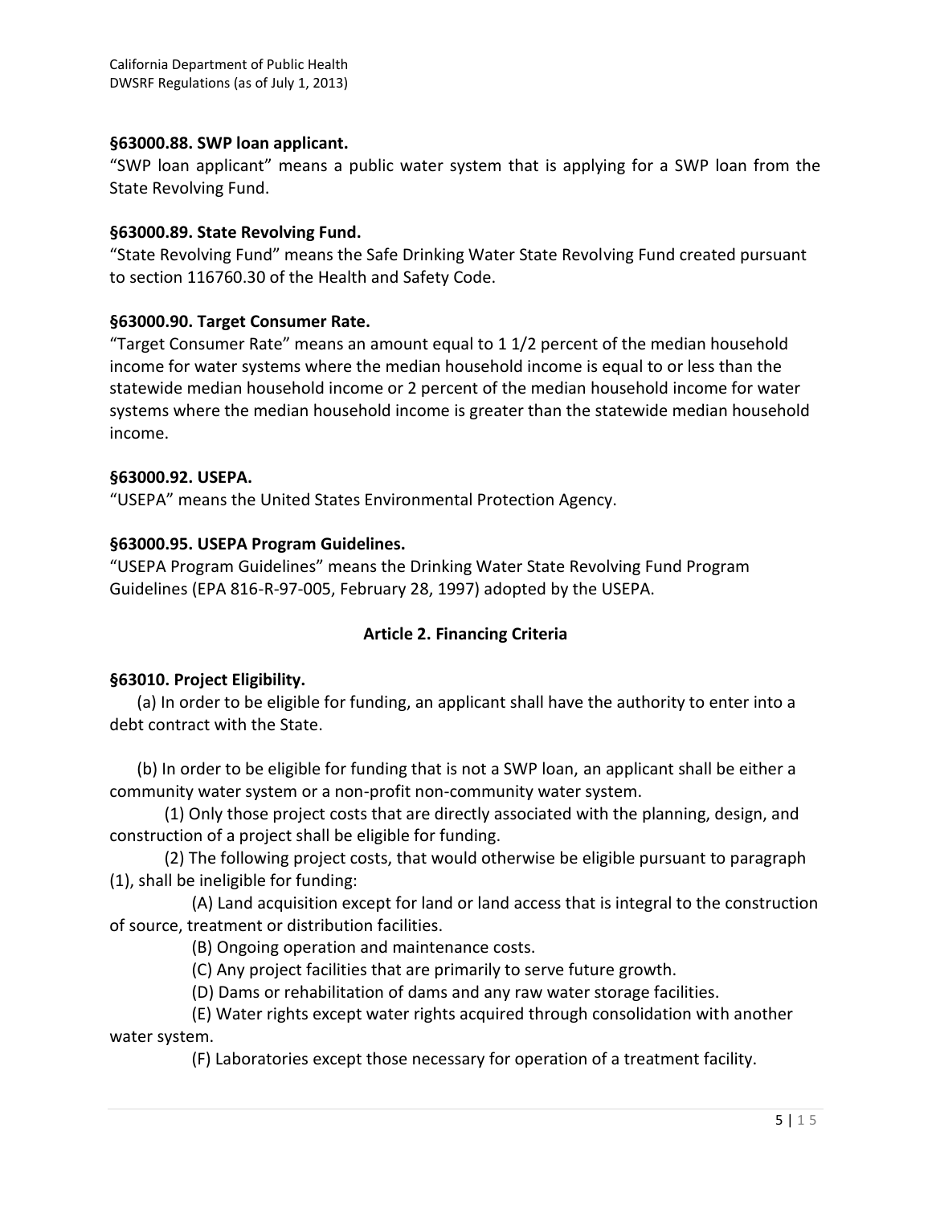**§63000.88. SWP loan applicant.**

"SWP loan applicant" means a public water system that is applying for a SWP loan from the State Revolving Fund.

**§63000.89. State Revolving Fund.**

"State Revolving Fund" means the Safe Drinking Water State Revolving Fund created pursuant to section 116760.30 of the Health and Safety Code.

**§63000.90. Target Consumer Rate.**

"Target Consumer Rate" means an amount equal to 1 1/2 percent of the median household income for water systems where the median household income is equal to or less than the statewide median household income or 2 percent of the median household income for water systems where the median household income is greater than the statewide median household income.

**§63000.92. USEPA.**

"USEPA" means the United States Environmental Protection Agency.

**§63000.95. USEPA Program Guidelines.**

"USEPA Program Guidelines" means the Drinking Water State Revolving Fund Program Guidelines (EPA 816-R-97-005, February 28, 1997) adopted by the USEPA.

## Article 2. Financing Criteria

**§63010. Project Eligibility.**

(a) In order to be eligible for funding, an applicant shall have the authority to enter into a debt contract with the State.

(b) In order to be eligible for funding that is not a SWP loan, an applicant shall be either a community water system or a non-profit non-community water system.

(1) Only those project costs that are directly associated with the planning, design, and construction of a project shall be eligible for funding.

(2) The following project costs, that would otherwise be eligible pursuant to paragraph (1), shall be ineligible for funding:

(A) Land acquisition except for land or land access that is integral to the construction of source, treatment or distribution facilities.

(B) Ongoing operation and maintenance costs.

(C) Any project facilities that are primarily to serve future growth.

(D) Dams or rehabilitation of dams and any raw water storage facilities.

(E) Water rights except water rights acquired through consolidation with another water system.

(F) Laboratories except those necessary for operation of a treatment facility.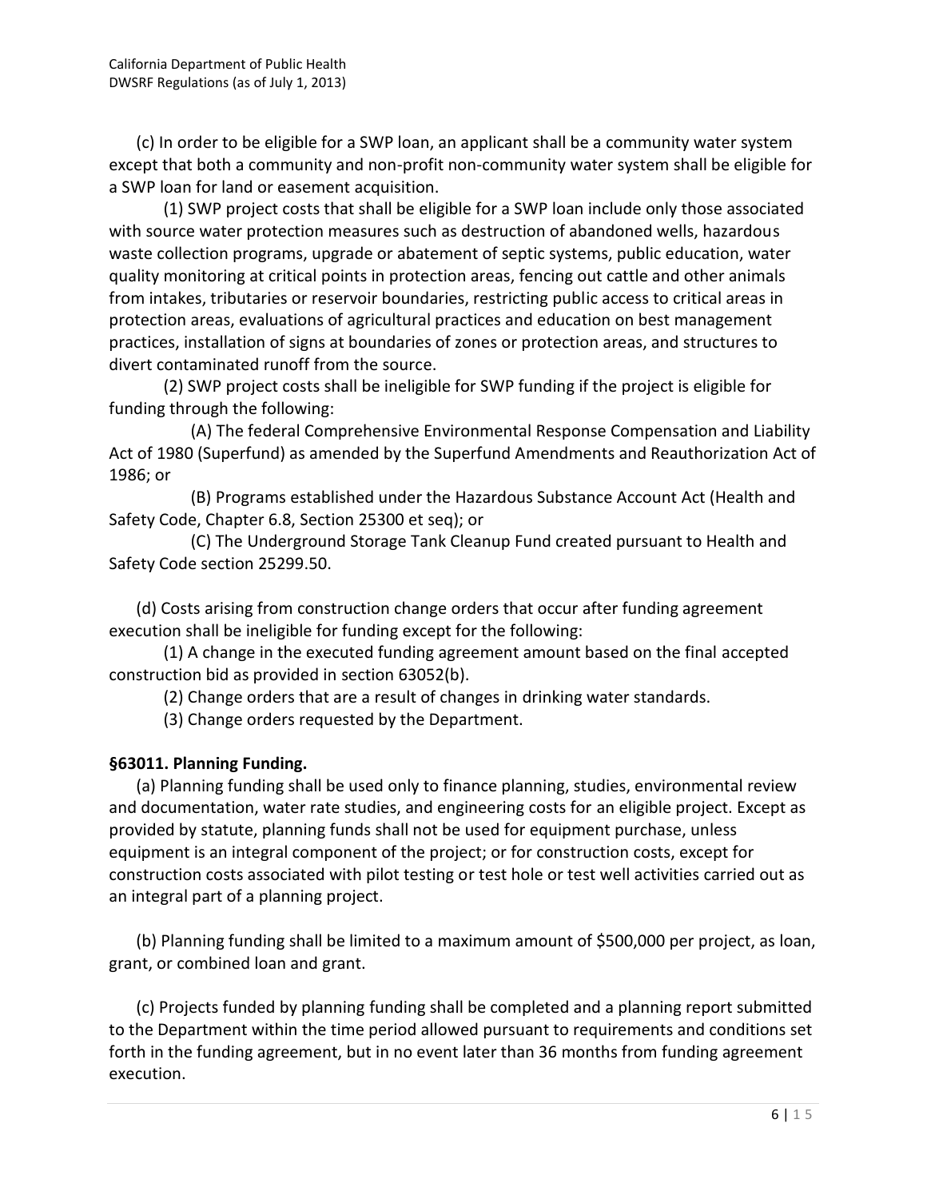(c) In order to be eligible for a SWP loan, an applicant shall be a community water system except that both a community and non-profit non-community water system shall be eligible for a SWP loan for land or easement acquisition.

(1) SWP project costs that shall be eligible for a SWP loan include only those associated with source water protection measures such as destruction of abandoned wells, hazardous waste collection programs, upgrade or abatement of septic systems, public education, water quality monitoring at critical points in protection areas, fencing out cattle and other animals from intakes, tributaries or reservoir boundaries, restricting public access to critical areas in protection areas, evaluations of agricultural practices and education on best management practices, installation of signs at boundaries of zones or protection areas, and structures to divert contaminated runoff from the source.

(2) SWP project costs shall be ineligible for SWP funding if the project is eligible for funding through the following:

(A) The federal Comprehensive Environmental Response Compensation and Liability Act of 1980 (Superfund) as amended by the Superfund Amendments and Reauthorization Act of 1986; or

(B) Programs established under the Hazardous Substance Account Act (Health and Safety Code, Chapter 6.8, Section 25300 et seq); or

(C) The Underground Storage Tank Cleanup Fund created pursuant to Health and Safety Code section 25299.50.

(d) Costs arising from construction change orders that occur after funding agreement execution shall be ineligible for funding except for the following:

(1) A change in the executed funding agreement amount based on the final accepted construction bid as provided in section 63052(b).

(2) Change orders that are a result of changes in drinking water standards.

(3) Change orders requested by the Department.

**§63011. Planning Funding.**

(a) Planning funding shall be used only to finance planning, studies, environmental review and documentation, water rate studies, and engineering costs for an eligible project. Except as provided by statute, planning funds shall not be used for equipment purchase, unless equipment is an integral component of the project; or for construction costs, except for construction costs associated with pilot testing or test hole or test well activities carried out as an integral part of a planning project.

(b) Planning funding shall be limited to a maximum amount of $500,000 per project, as loan, grant, or combined loan and grant.

(c) Projects funded by planning funding shall be completed and a planning report submitted to the Department within the time period allowed pursuant to requirements and conditions set forth in the funding agreement, but in no event later than 36 months from funding agreement execution.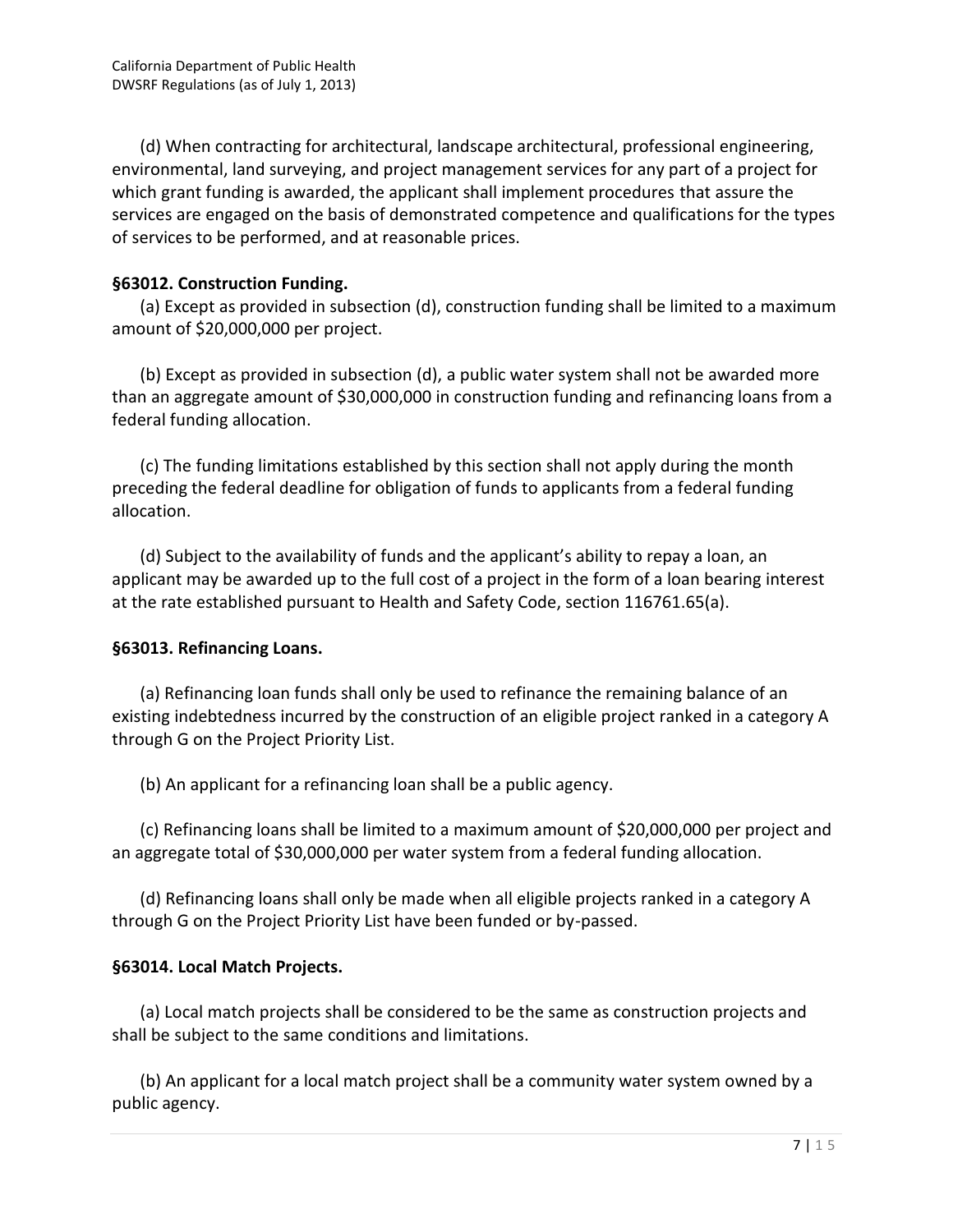(d) When contracting for architectural, landscape architectural, professional engineering, environmental, land surveying, and project management services for any part of a project for which grant funding is awarded, the applicant shall implement procedures that assure the services are engaged on the basis of demonstrated competence and qualifications for the types of services to be performed, and at reasonable prices.

**§63012. Construction Funding.**

(a) Except as provided in subsection (d), construction funding shall be limited to a maximum amount of $20,000,000 per project.

(b) Except as provided in subsection (d), a public water system shall not be awarded more than an aggregate amount of $30,000,000 in construction funding and refinancing loans from a federal funding allocation.

(c) The funding limitations established by this section shall not apply during the month preceding the federal deadline for obligation of funds to applicants from a federal funding allocation.

(d) Subject to the availability of funds and the applicant's ability to repay a loan, an applicant may be awarded up to the full cost of a project in the form of a loan bearing interest at the rate established pursuant to Health and Safety Code, section 116761.65(a).

**§63013. Refinancing Loans.**

(a) Refinancing loan funds shall only be used to refinance the remaining balance of an existing indebtedness incurred by the construction of an eligible project ranked in a category A through G on the Project Priority List.

(b) An applicant for a refinancing loan shall be a public agency.

(c) Refinancing loans shall be limited to a maximum amount of $20,000,000 per project and an aggregate total of $30,000,000 per water system from a federal funding allocation.

(d) Refinancing loans shall only be made when all eligible projects ranked in a category A through G on the Project Priority List have been funded or by-passed.

**§63014. Local Match Projects.**

(a) Local match projects shall be considered to be the same as construction projects and shall be subject to the same conditions and limitations.

(b) An applicant for a local match project shall be a community water system owned by a public agency.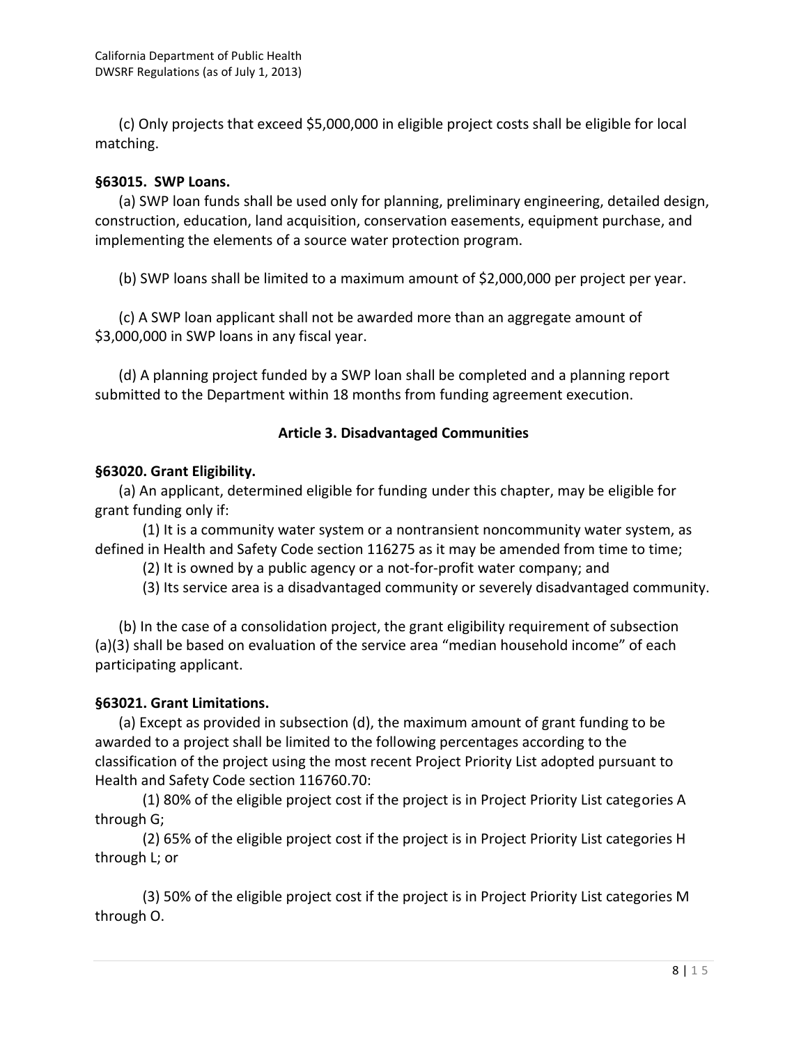(c) Only projects that exceed $5,000,000 in eligible project costs shall be eligible for local matching.

**§63015. SWP Loans.**

(a) SWP loan funds shall be used only for planning, preliminary engineering, detailed design, construction, education, land acquisition, conservation easements, equipment purchase, and implementing the elements of a source water protection program.

(b) SWP loans shall be limited to a maximum amount of $2,000,000 per project per year.

(c) A SWP loan applicant shall not be awarded more than an aggregate amount of $3,000,000 in SWP loans in any fiscal year.

(d) A planning project funded by a SWP loan shall be completed and a planning report submitted to the Department within 18 months from funding agreement execution.

## Article 3. Disadvantaged Communities

**§63020. Grant Eligibility.**

(a) An applicant, determined eligible for funding under this chapter, may be eligible for grant funding only if:

(1) It is a community water system or a nontransient noncommunity water system, as defined in Health and Safety Code section 116275 as it may be amended from time to time;

(2) It is owned by a public agency or a not-for-profit water company; and

(3) Its service area is a disadvantaged community or severely disadvantaged community.

(b) In the case of a consolidation project, the grant eligibility requirement of subsection (a)(3) shall be based on evaluation of the service area "median household income" of each participating applicant.

**§63021. Grant Limitations.**

(a) Except as provided in subsection (d), the maximum amount of grant funding to be awarded to a project shall be limited to the following percentages according to the classification of the project using the most recent Project Priority List adopted pursuant to Health and Safety Code section 116760.70:

(1) 80% of the eligible project cost if the project is in Project Priority List categories A through G;

(2) 65% of the eligible project cost if the project is in Project Priority List categories H through L; or

(3) 50% of the eligible project cost if the project is in Project Priority List categories M through O.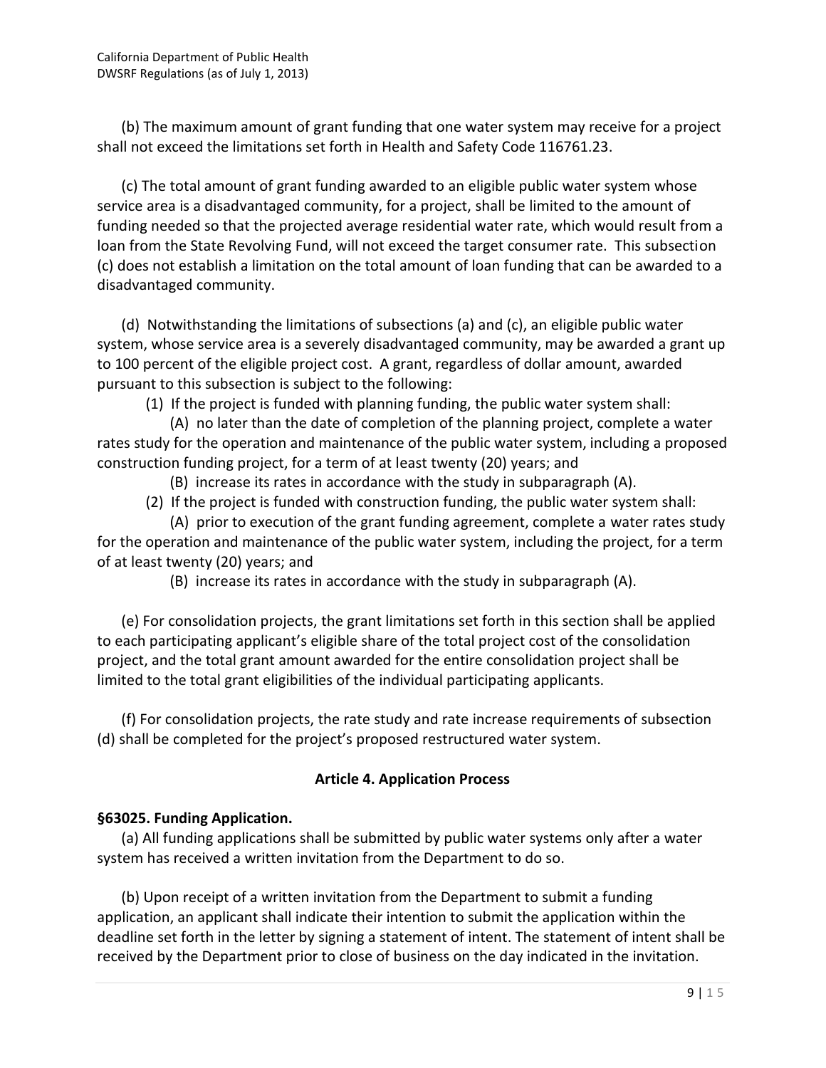(b) The maximum amount of grant funding that one water system may receive for a project shall not exceed the limitations set forth in Health and Safety Code 116761.23.

(c) The total amount of grant funding awarded to an eligible public water system whose service area is a disadvantaged community, for a project, shall be limited to the amount of funding needed so that the projected average residential water rate, which would result from a loan from the State Revolving Fund, will not exceed the target consumer rate. This subsection (c) does not establish a limitation on the total amount of loan funding that can be awarded to a disadvantaged community.

(d) Notwithstanding the limitations of subsections (a) and (c), an eligible public water system, whose service area is a severely disadvantaged community, may be awarded a grant up to 100 percent of the eligible project cost. A grant, regardless of dollar amount, awarded pursuant to this subsection is subject to the following:

(1) If the project is funded with planning funding, the public water system shall:

(A) no later than the date of completion of the planning project, complete a water rates study for the operation and maintenance of the public water system, including a proposed construction funding project, for a term of at least twenty (20) years; and

(B) increase its rates in accordance with the study in subparagraph (A).

(2) If the project is funded with construction funding, the public water system shall:

(A) prior to execution of the grant funding agreement, complete a water rates study for the operation and maintenance of the public water system, including the project, for a term of at least twenty (20) years; and

(B) increase its rates in accordance with the study in subparagraph (A).

(e) For consolidation projects, the grant limitations set forth in this section shall be applied to each participating applicant's eligible share of the total project cost of the consolidation project, and the total grant amount awarded for the entire consolidation project shall be limited to the total grant eligibilities of the individual participating applicants.

(f) For consolidation projects, the rate study and rate increase requirements of subsection (d) shall be completed for the project's proposed restructured water system.

## Article 4. Application Process

### §63025. Funding Application.

(a) All funding applications shall be submitted by public water systems only after a water system has received a written invitation from the Department to do so.

(b) Upon receipt of a written invitation from the Department to submit a funding application, an applicant shall indicate their intention to submit the application within the deadline set forth in the letter by signing a statement of intent. The statement of intent shall be received by the Department prior to close of business on the day indicated in the invitation.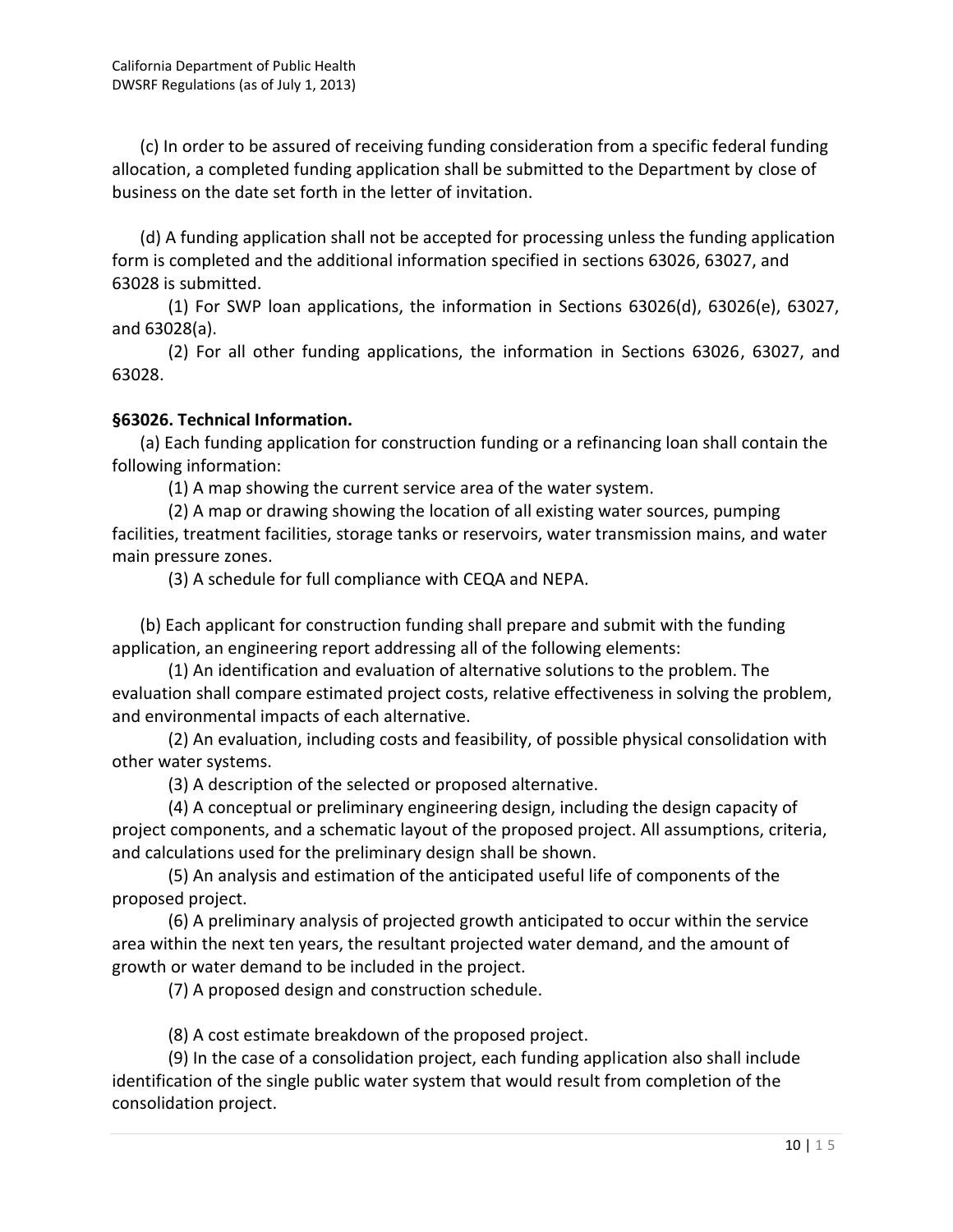(c) In order to be assured of receiving funding consideration from a specific federal funding allocation, a completed funding application shall be submitted to the Department by close of business on the date set forth in the letter of invitation.

(d) A funding application shall not be accepted for processing unless the funding application form is completed and the additional information specified in sections 63026, 63027, and 63028 is submitted.

(1) For SWP loan applications, the information in Sections 63026(d), 63026(e), 63027, and 63028(a).

(2) For all other funding applications, the information in Sections 63026, 63027, and 63028.

**§63026. Technical Information.**

(a) Each funding application for construction funding or a refinancing loan shall contain the following information:

(1) A map showing the current service area of the water system.

(2) A map or drawing showing the location of all existing water sources, pumping facilities, treatment facilities, storage tanks or reservoirs, water transmission mains, and water main pressure zones.

(3) A schedule for full compliance with CEQA and NEPA.

(b) Each applicant for construction funding shall prepare and submit with the funding application, an engineering report addressing all of the following elements:

(1) An identification and evaluation of alternative solutions to the problem. The evaluation shall compare estimated project costs, relative effectiveness in solving the problem, and environmental impacts of each alternative.

(2) An evaluation, including costs and feasibility, of possible physical consolidation with other water systems.

(3) A description of the selected or proposed alternative.

(4) A conceptual or preliminary engineering design, including the design capacity of project components, and a schematic layout of the proposed project. All assumptions, criteria, and calculations used for the preliminary design shall be shown.

(5) An analysis and estimation of the anticipated useful life of components of the proposed project.

(6) A preliminary analysis of projected growth anticipated to occur within the service area within the next ten years, the resultant projected water demand, and the amount of growth or water demand to be included in the project.

(7) A proposed design and construction schedule.

(8) A cost estimate breakdown of the proposed project.

(9) In the case of a consolidation project, each funding application also shall include identification of the single public water system that would result from completion of the consolidation project.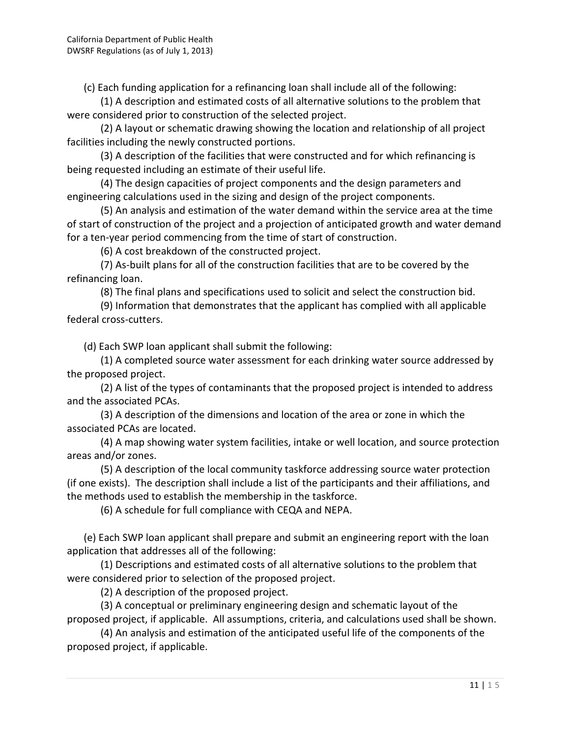(c) Each funding application for a refinancing loan shall include all of the following:

(1) A description and estimated costs of all alternative solutions to the problem that were considered prior to construction of the selected project.

(2) A layout or schematic drawing showing the location and relationship of all project facilities including the newly constructed portions.

(3) A description of the facilities that were constructed and for which refinancing is being requested including an estimate of their useful life.

(4) The design capacities of project components and the design parameters and engineering calculations used in the sizing and design of the project components.

(5) An analysis and estimation of the water demand within the service area at the time of start of construction of the project and a projection of anticipated growth and water demand for a ten-year period commencing from the time of start of construction.

(6) A cost breakdown of the constructed project.

(7) As-built plans for all of the construction facilities that are to be covered by the refinancing loan.

(8) The final plans and specifications used to solicit and select the construction bid.

(9) Information that demonstrates that the applicant has complied with all applicable federal cross-cutters.

(d) Each SWP loan applicant shall submit the following:

(1) A completed source water assessment for each drinking water source addressed by the proposed project.

(2) A list of the types of contaminants that the proposed project is intended to address and the associated PCAs.

(3) A description of the dimensions and location of the area or zone in which the associated PCAs are located.

(4) A map showing water system facilities, intake or well location, and source protection areas and/or zones.

(5) A description of the local community taskforce addressing source water protection (if one exists). The description shall include a list of the participants and their affiliations, and the methods used to establish the membership in the taskforce.

(6) A schedule for full compliance with CEQA and NEPA.

(e) Each SWP loan applicant shall prepare and submit an engineering report with the loan application that addresses all of the following:

(1) Descriptions and estimated costs of all alternative solutions to the problem that were considered prior to selection of the proposed project.

(2) A description of the proposed project.

(3) A conceptual or preliminary engineering design and schematic layout of the proposed project, if applicable. All assumptions, criteria, and calculations used shall be shown.

(4) An analysis and estimation of the anticipated useful life of the components of the proposed project, if applicable.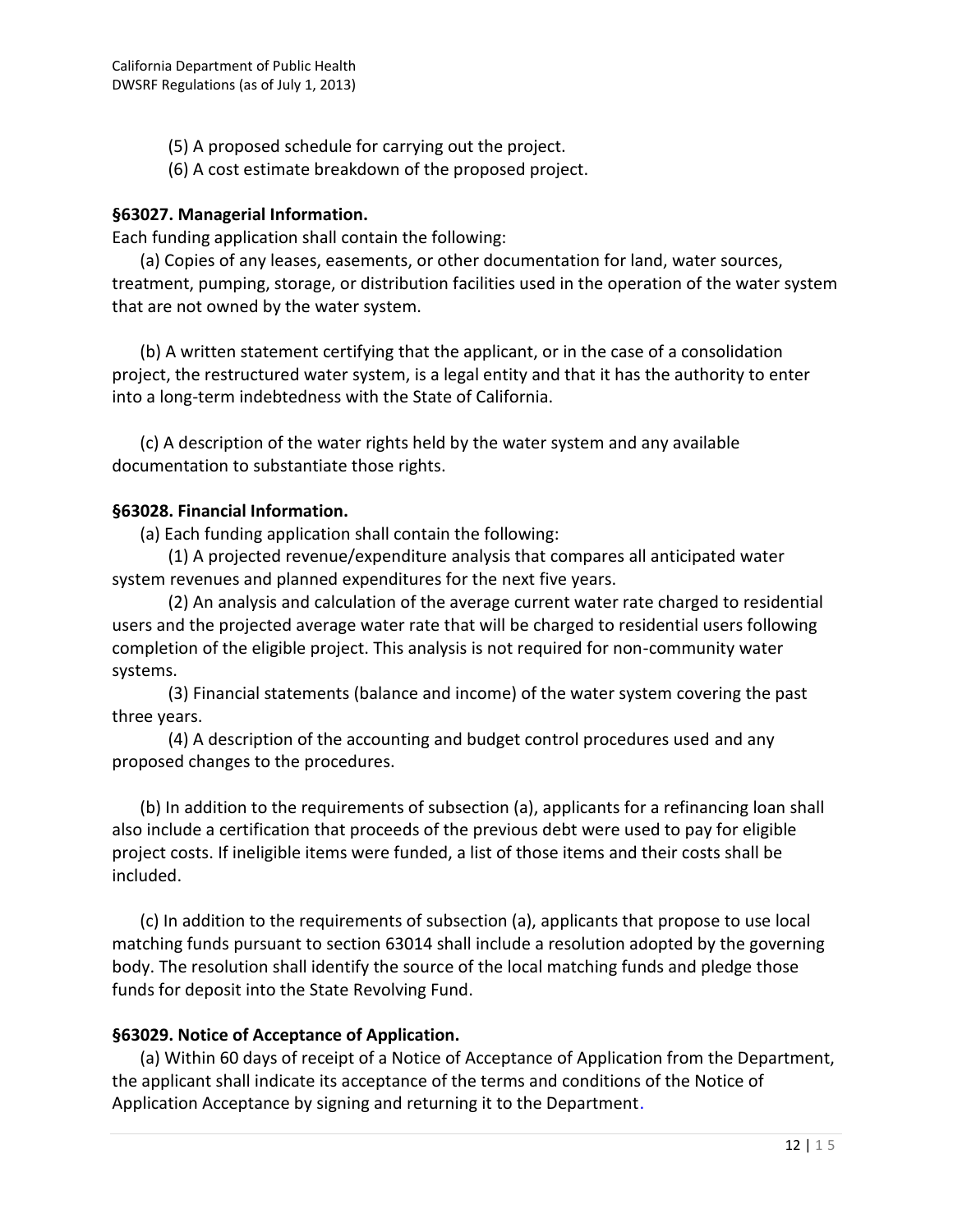(5) A proposed schedule for carrying out the project.

(6) A cost estimate breakdown of the proposed project.

### §63027. Managerial Information.

Each funding application shall contain the following:

(a) Copies of any leases, easements, or other documentation for land, water sources, treatment, pumping, storage, or distribution facilities used in the operation of the water system that are not owned by the water system.

(b) A written statement certifying that the applicant, or in the case of a consolidation project, the restructured water system, is a legal entity and that it has the authority to enter into a long-term indebtedness with the State of California.

(c) A description of the water rights held by the water system and any available documentation to substantiate those rights.

### §63028. Financial Information.

(a) Each funding application shall contain the following:

(1) A projected revenue/expenditure analysis that compares all anticipated water system revenues and planned expenditures for the next five years.

(2) An analysis and calculation of the average current water rate charged to residential users and the projected average water rate that will be charged to residential users following completion of the eligible project. This analysis is not required for non-community water systems.

(3) Financial statements (balance and income) of the water system covering the past three years.

(4) A description of the accounting and budget control procedures used and any proposed changes to the procedures.

(b) In addition to the requirements of subsection (a), applicants for a refinancing loan shall also include a certification that proceeds of the previous debt were used to pay for eligible project costs. If ineligible items were funded, a list of those items and their costs shall be included.

(c) In addition to the requirements of subsection (a), applicants that propose to use local matching funds pursuant to section 63014 shall include a resolution adopted by the governing body. The resolution shall identify the source of the local matching funds and pledge those funds for deposit into the State Revolving Fund.

### §63029. Notice of Acceptance of Application.

(a) Within 60 days of receipt of a Notice of Acceptance of Application from the Department, the applicant shall indicate its acceptance of the terms and conditions of the Notice of Application Acceptance by signing and returning it to the Department.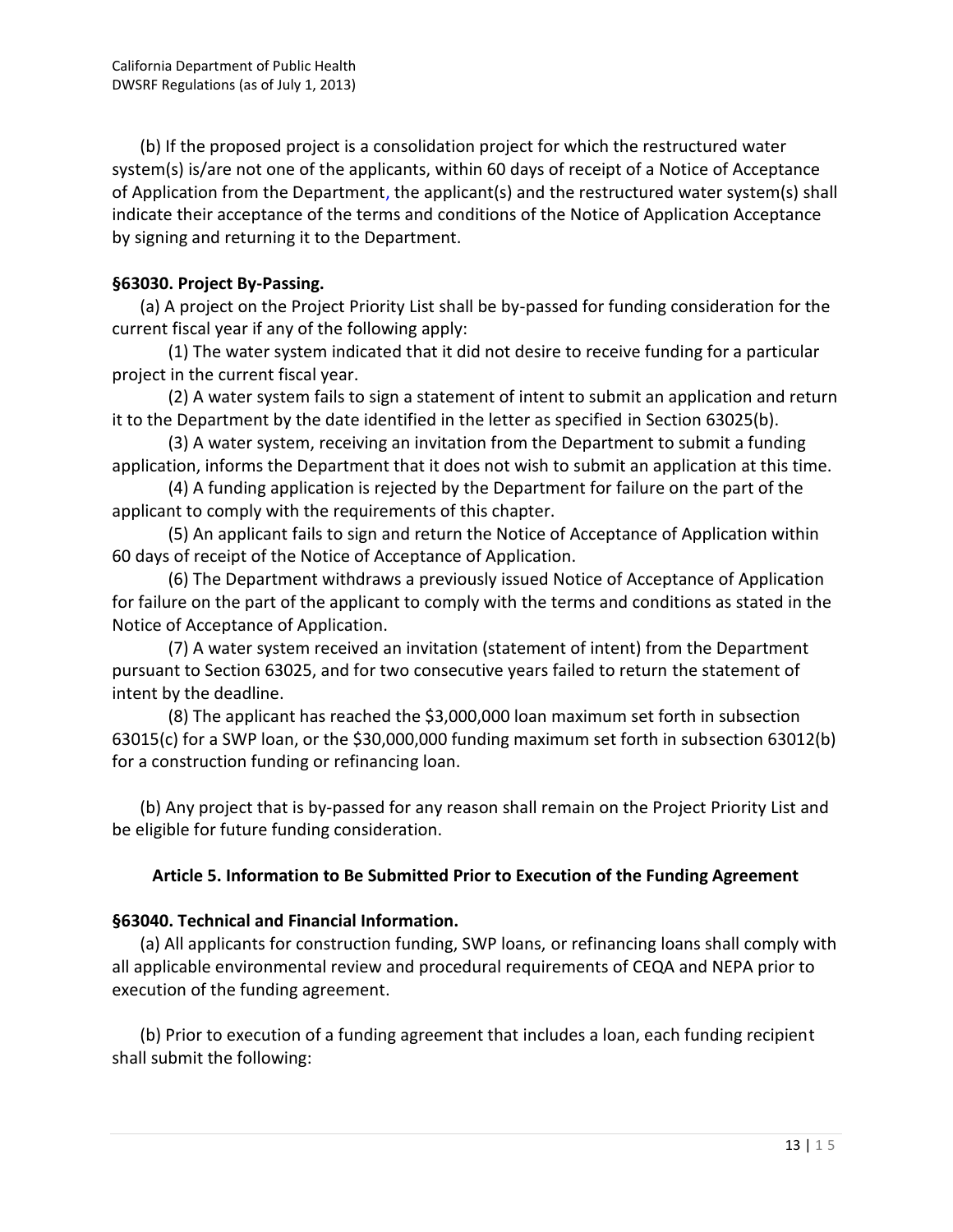(b) If the proposed project is a consolidation project for which the restructured water system(s) is/are not one of the applicants, within 60 days of receipt of a Notice of Acceptance of Application from the Department, the applicant(s) and the restructured water system(s) shall indicate their acceptance of the terms and conditions of the Notice of Application Acceptance by signing and returning it to the Department.

### §63030. Project By-Passing.

(a) A project on the Project Priority List shall be by-passed for funding consideration for the current fiscal year if any of the following apply:

(1) The water system indicated that it did not desire to receive funding for a particular project in the current fiscal year.

(2) A water system fails to sign a statement of intent to submit an application and return it to the Department by the date identified in the letter as specified in Section 63025(b).

(3) A water system, receiving an invitation from the Department to submit a funding application, informs the Department that it does not wish to submit an application at this time.

(4) A funding application is rejected by the Department for failure on the part of the applicant to comply with the requirements of this chapter.

(5) An applicant fails to sign and return the Notice of Acceptance of Application within 60 days of receipt of the Notice of Acceptance of Application.

(6) The Department withdraws a previously issued Notice of Acceptance of Application for failure on the part of the applicant to comply with the terms and conditions as stated in the Notice of Acceptance of Application.

(7) A water system received an invitation (statement of intent) from the Department pursuant to Section 63025, and for two consecutive years failed to return the statement of intent by the deadline.

(8) The applicant has reached the $3,000,000 loan maximum set forth in subsection 63015(c) for a SWP loan, or the $30,000,000 funding maximum set forth in subsection 63012(b) for a construction funding or refinancing loan.

(b) Any project that is by-passed for any reason shall remain on the Project Priority List and be eligible for future funding consideration.

## Article 5. Information to Be Submitted Prior to Execution of the Funding Agreement

### §63040. Technical and Financial Information.

(a) All applicants for construction funding, SWP loans, or refinancing loans shall comply with all applicable environmental review and procedural requirements of CEQA and NEPA prior to execution of the funding agreement.

(b) Prior to execution of a funding agreement that includes a loan, each funding recipient shall submit the following: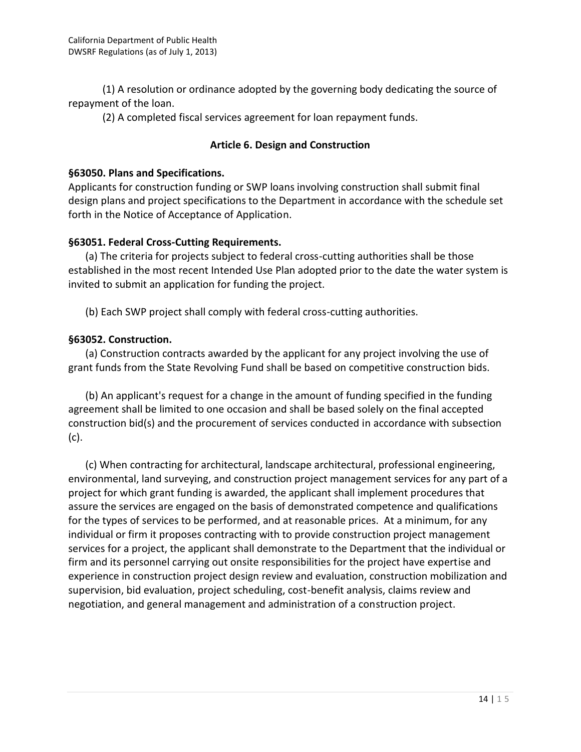(1) A resolution or ordinance adopted by the governing body dedicating the source of repayment of the loan.

(2) A completed fiscal services agreement for loan repayment funds.

### Article 6. Design and Construction

**§63050. Plans and Specifications.**

Applicants for construction funding or SWP loans involving construction shall submit final design plans and project specifications to the Department in accordance with the schedule set forth in the Notice of Acceptance of Application.

**§63051. Federal Cross-Cutting Requirements.**

(a) The criteria for projects subject to federal cross-cutting authorities shall be those established in the most recent Intended Use Plan adopted prior to the date the water system is invited to submit an application for funding the project.

(b) Each SWP project shall comply with federal cross-cutting authorities.

**§63052. Construction.**

(a) Construction contracts awarded by the applicant for any project involving the use of grant funds from the State Revolving Fund shall be based on competitive construction bids.

(b) An applicant's request for a change in the amount of funding specified in the funding agreement shall be limited to one occasion and shall be based solely on the final accepted construction bid(s) and the procurement of services conducted in accordance with subsection (c).

(c) When contracting for architectural, landscape architectural, professional engineering, environmental, land surveying, and construction project management services for any part of a project for which grant funding is awarded, the applicant shall implement procedures that assure the services are engaged on the basis of demonstrated competence and qualifications for the types of services to be performed, and at reasonable prices. At a minimum, for any individual or firm it proposes contracting with to provide construction project management services for a project, the applicant shall demonstrate to the Department that the individual or firm and its personnel carrying out onsite responsibilities for the project have expertise and experience in construction project design review and evaluation, construction mobilization and supervision, bid evaluation, project scheduling, cost-benefit analysis, claims review and negotiation, and general management and administration of a construction project.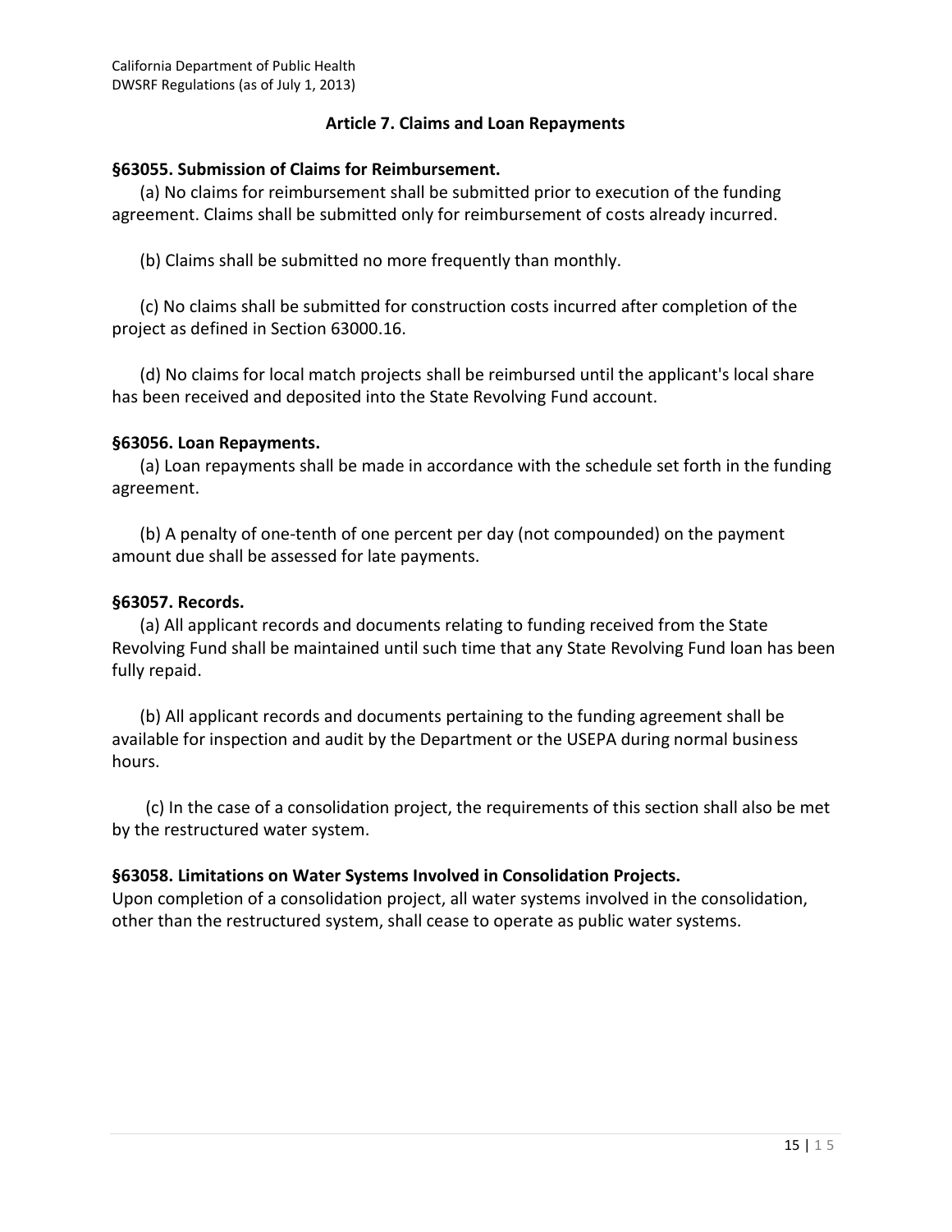## Article 7. Claims and Loan Repayments

### §63055. Submission of Claims for Reimbursement.

(a) No claims for reimbursement shall be submitted prior to execution of the funding agreement. Claims shall be submitted only for reimbursement of costs already incurred.

(b) Claims shall be submitted no more frequently than monthly.

(c) No claims shall be submitted for construction costs incurred after completion of the project as defined in Section 63000.16.

(d) No claims for local match projects shall be reimbursed until the applicant's local share has been received and deposited into the State Revolving Fund account.

### §63056. Loan Repayments.

(a) Loan repayments shall be made in accordance with the schedule set forth in the funding agreement.

(b) A penalty of one-tenth of one percent per day (not compounded) on the payment amount due shall be assessed for late payments.

### §63057. Records.

(a) All applicant records and documents relating to funding received from the State Revolving Fund shall be maintained until such time that any State Revolving Fund loan has been fully repaid.

(b) All applicant records and documents pertaining to the funding agreement shall be available for inspection and audit by the Department or the USEPA during normal business hours.

(c) In the case of a consolidation project, the requirements of this section shall also be met by the restructured water system.

### §63058. Limitations on Water Systems Involved in Consolidation Projects.

Upon completion of a consolidation project, all water systems involved in the consolidation, other than the restructured system, shall cease to operate as public water systems.